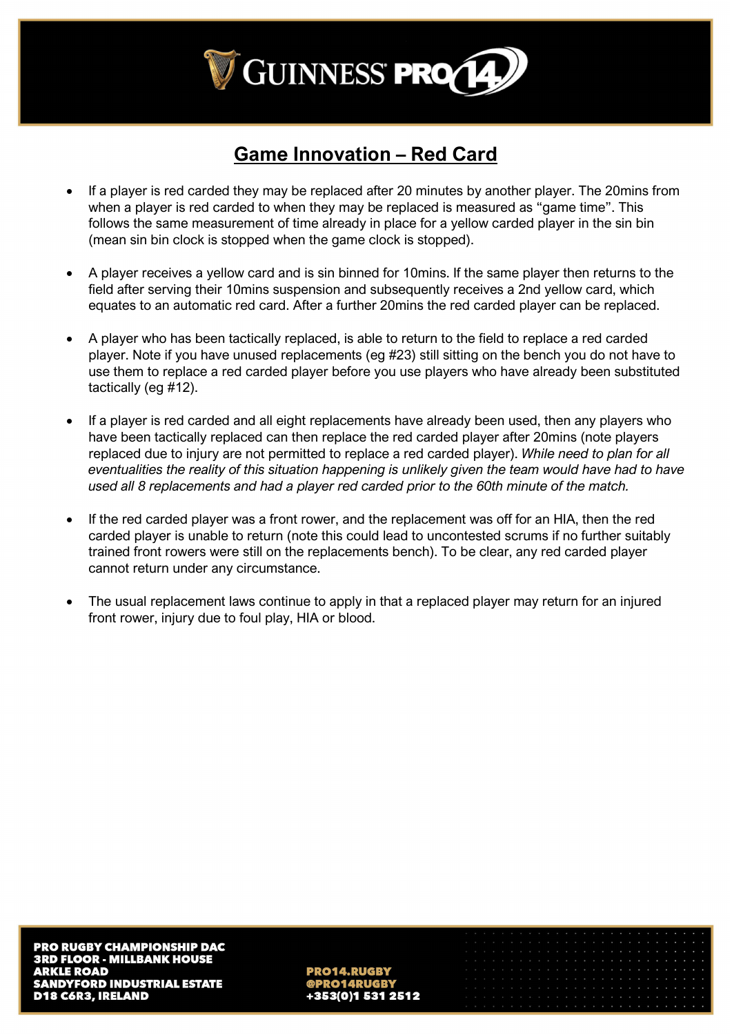## Game Innovation – Red Card

- If a player is red carded they may be replaced after 20 minutes by another player. The 20mins from when a player is red carded to when they may be replaced is measured as "game time". This follows the same measurement of time already in place for a yellow carded player in the sin bin (mean sin bin clock is stopped when the game clock is stopped).

- A player receives a yellow card and is sin binned for 10mins. If the same player then returns to the field after serving their 10mins suspension and subsequently receives a 2nd yellow card, which equates to an automatic red card. After a further 20mins the red carded player can be replaced.

- A player who has been tactically replaced, is able to return to the field to replace a red carded player. Note if you have unused replacements (eg #23) still sitting on the bench you do not have to use them to replace a red carded player before you use players who have already been substituted tactically (eg #12).

- If a player is red carded and all eight replacements have already been used, then any players who have been tactically replaced can then replace the red carded player after 20mins (note players replaced due to injury are not permitted to replace a red carded player). *While need to plan for all eventualities the reality of this situation happening is unlikely given the team would have had to have used all 8 replacements and had a player red carded prior to the 60th minute of the match.*

- If the red carded player was a front rower, and the replacement was off for an HIA, then the red carded player is unable to return (note this could lead to uncontested scrums if no further suitably trained front rowers were still on the replacements bench). To be clear, any red carded player cannot return under any circumstance.

- The usual replacement laws continue to apply in that a replaced player may return for an injured front rower, injury due to foul play, HIA or blood.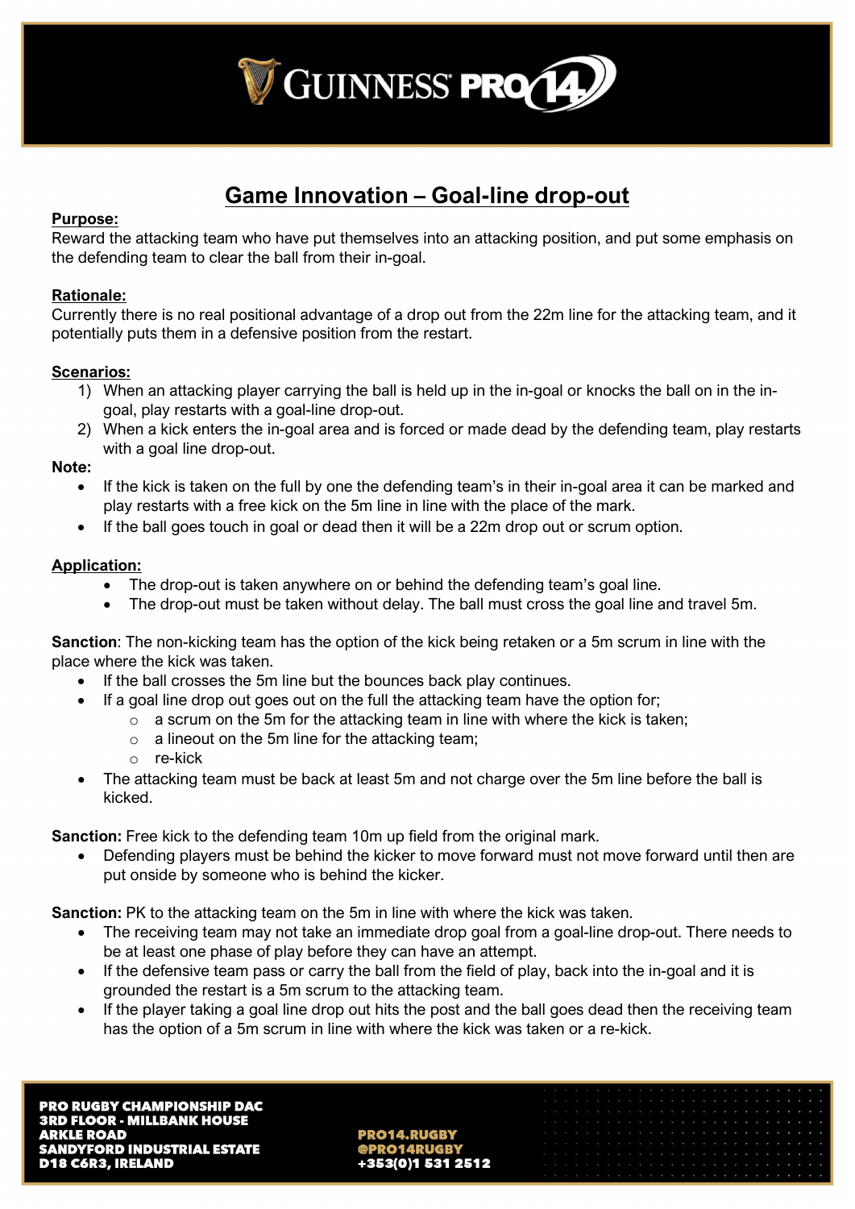# Game Innovation – Goal-line drop-out

**Purpose:**
Reward the attacking team who have put themselves into an attacking position, and put some emphasis on the defending team to clear the ball from their in-goal.

**Rationale:**
Currently there is no real positional advantage of a drop out from the 22m line for the attacking team, and it potentially puts them in a defensive position from the restart.

**Scenarios:**

1) When an attacking player carrying the ball is held up in the in-goal or knocks the ball on in the in-goal, play restarts with a goal-line drop-out.
2) When a kick enters the in-goal area and is forced or made dead by the defending team, play restarts with a goal line drop-out.

**Note:**

- If the kick is taken on the full by one the defending team's in their in-goal area it can be marked and play restarts with a free kick on the 5m line in line with the place of the mark.
- If the ball goes touch in goal or dead then it will be a 22m drop out or scrum option.

**Application:**

- The drop-out is taken anywhere on or behind the defending team's goal line.
- The drop-out must be taken without delay. The ball must cross the goal line and travel 5m.

**Sanction**: The non-kicking team has the option of the kick being retaken or a 5m scrum in line with the place where the kick was taken.

- If the ball crosses the 5m line but the bounces back play continues.
- If a goal line drop out goes out on the full the attacking team have the option for;
  - a scrum on the 5m for the attacking team in line with where the kick is taken;
  - a lineout on the 5m line for the attacking team;
  - re-kick
- The attacking team must be back at least 5m and not charge over the 5m line before the ball is kicked.

**Sanction:** Free kick to the defending team 10m up field from the original mark.

- Defending players must be behind the kicker to move forward must not move forward until then are put onside by someone who is behind the kicker.

**Sanction:** PK to the attacking team on the 5m in line with where the kick was taken.

- The receiving team may not take an immediate drop goal from a goal-line drop-out. There needs to be at least one phase of play before they can have an attempt.
- If the defensive team pass or carry the ball from the field of play, back into the in-goal and it is grounded the restart is a 5m scrum to the attacking team.
- If the player taking a goal line drop out hits the post and the ball goes dead then the receiving team has the option of a 5m scrum in line with where the kick was taken or a re-kick.